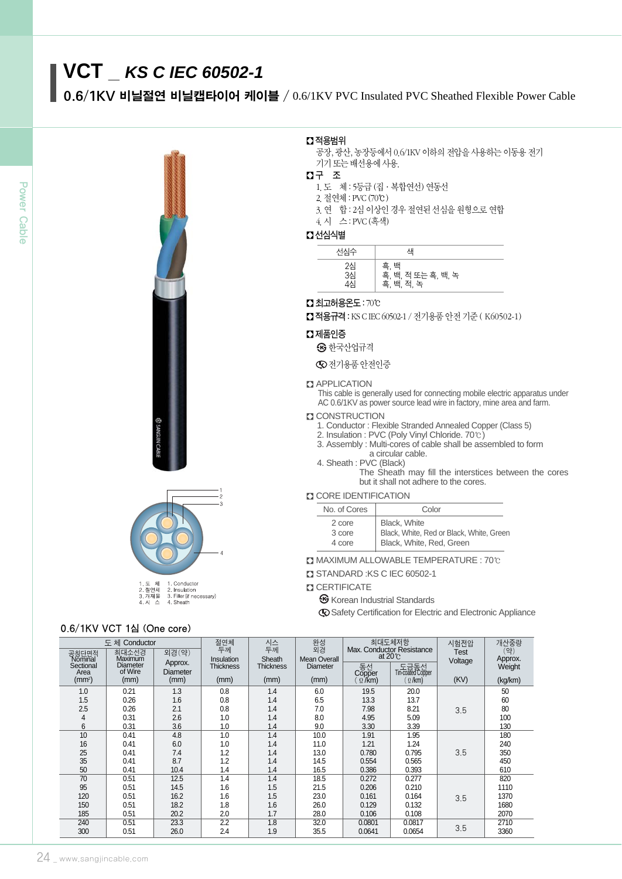# VCT _ KS C IEC 60502-1

## 0.6/1KV 비닐절연 비닐캡타이어 케이블 / 0.6/1KV PVC Insulated PVC Sheathed Flexible Power Cable

**적용범위**

공장, 광산, 농장등에서 0.6/1KV 이하의 전압을 사용하는 이동용 전기 기기 또는 배선용에 사용.

**구 조**

1. 도 체 : 5등급 (집 · 복합연선) 연동선
2. 절연체 : PVC (70℃)
3. 연 합 : 2심 이상인 경우 절연된 선심을 원형으로 연합
4. 시 스 : PVC (흑색)

**선심식별**

| 선심수 | 색 |
|---|---|
| 2심 | 흑, 백 |
| 3심 | 흑, 백, 적 또는 흑, 백, 녹 |
| 4심 | 흑, 백, 적, 녹 |

**최고허용온도** : 70℃

**적용규격** : KS C IEC 60502-1 / 전기용품 안전 기준 ( K60502-1)

**제품인증**

- 한국산업규격
- 전기용품 안전인증

**APPLICATION**

This cable is generally used for connecting mobile electric apparatus under AC 0.6/1KV as power source lead wire in factory, mine area and farm.

**CONSTRUCTION**

1. Conductor : Flexible Stranded Annealed Copper (Class 5)
2. Insulation : PVC (Poly Vinyl Chloride. 70℃)
3. Assembly : Multi-cores of cable shall be assembled to form a circular cable.
4. Sheath : PVC (Black)
   The Sheath may fill the interstices between the cores but it shall not adhere to the cores.

**CORE IDENTIFICATION**

| No. of Cores | Color |
|---|---|
| 2 core | Black, White |
| 3 core | Black, White, Red or Black, White, Green |
| 4 core | Black, White, Red, Green |

**MAXIMUM ALLOWABLE TEMPERATURE** : 70℃

**STANDARD** :KS C IEC 60502-1

**CERTIFICATE**

- Korean Industrial Standards
- Safety Certification for Electric and Electronic Appliance

1. 도 체 1. Conductor
2. 절연체 2. Insulation
3. 개재물 3. Filler (if necessary)
4. 시 스 4. Sheath

### 0.6/1KV VCT 1심 (One core)

| 도 체 Conductor | | | 절연체 두께 Insulation Thickness | 시스 두께 Sheath Thickness | 완성 외경 Mean Overall Diameter | 최대도체저항 Max. Conductor Resistance at 20℃ | | 시험전압 Test Voltage | 개산중량 (약) Approx. Weight |
|---|---|---|---|---|---|---|---|---|---|
| 공칭단면적 Nominal Sectional Area | 최대소선경 Maximum Diameter of Wire | 외경(약) Approx. Diameter | | | | 동선 Copper | 도금동선 Tin-coated Copper | | |
| (mm²) | (mm) | (mm) | (mm) | (mm) | (mm) | (Ω/km) | (Ω/km) | (KV) | (kg/km) |
| 1.0 | 0.21 | 1.3 | 0.8 | 1.4 | 6.0 | 19.5 | 20.0 | 3.5 | 50 |
| 1.5 | 0.26 | 1.6 | 0.8 | 1.4 | 6.5 | 13.3 | 13.7 | | 60 |
| 2.5 | 0.26 | 2.1 | 0.8 | 1.4 | 7.0 | 7.98 | 8.21 | | 80 |
| 4 | 0.31 | 2.6 | 1.0 | 1.4 | 8.0 | 4.95 | 5.09 | | 100 |
| 6 | 0.31 | 3.6 | 1.0 | 1.4 | 9.0 | 3.30 | 3.39 | | 130 |
| 10 | 0.41 | 4.8 | 1.0 | 1.4 | 10.0 | 1.91 | 1.95 | 3.5 | 180 |
| 16 | 0.41 | 6.0 | 1.0 | 1.4 | 11.0 | 1.21 | 1.24 | | 240 |
| 25 | 0.41 | 7.4 | 1.2 | 1.4 | 13.0 | 0.780 | 0.795 | | 350 |
| 35 | 0.41 | 8.7 | 1.2 | 1.4 | 14.5 | 0.554 | 0.565 | | 450 |
| 50 | 0.41 | 10.4 | 1.4 | 1.4 | 16.5 | 0.386 | 0.393 | | 610 |
| 70 | 0.51 | 12.5 | 1.4 | 1.4 | 18.5 | 0.272 | 0.277 | 3.5 | 820 |
| 95 | 0.51 | 14.5 | 1.6 | 1.5 | 21.5 | 0.206 | 0.210 | | 1110 |
| 120 | 0.51 | 16.2 | 1.6 | 1.5 | 23.0 | 0.161 | 0.164 | | 1370 |
| 150 | 0.51 | 18.2 | 1.8 | 1.6 | 26.0 | 0.129 | 0.132 | | 1680 |
| 185 | 0.51 | 20.2 | 2.0 | 1.7 | 28.0 | 0.106 | 0.108 | | 2070 |
| 240 | 0.51 | 23.3 | 2.2 | 1.8 | 32.0 | 0.0801 | 0.0817 | 3.5 | 2710 |
| 300 | 0.51 | 26.0 | 2.4 | 1.9 | 35.5 | 0.0641 | 0.0654 | | 3360 |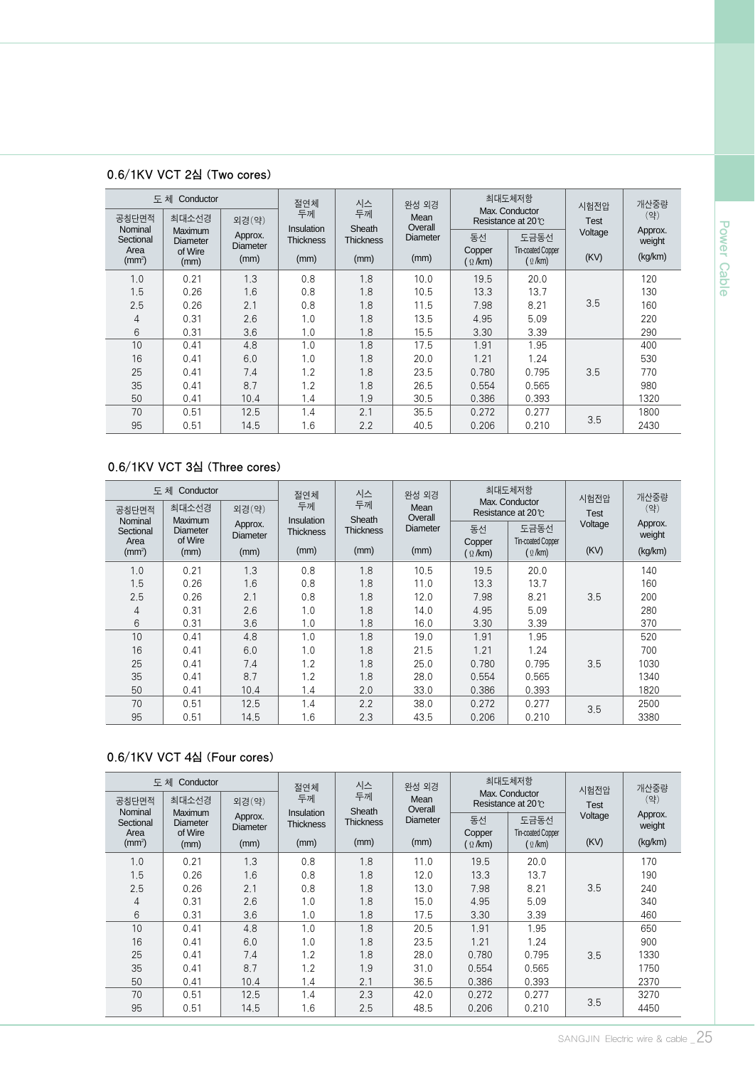### 0.6/1KV VCT 2심 (Two cores)

| 도 체 Conductor | | | 절연체 두께 Insulation Thickness | 시스 두께 Sheath Thickness | 완성 외경 Mean Overall Diameter | 최대도체저항 Max. Conductor Resistance at 20℃ | | 시험전압 Test Voltage | 개산중량 (약) Approx. weight |
|---|---|---|---|---|---|---|---|---|---|
| 공칭단면적 Nominal Sectional Area (mm²) | 최대소선경 Maximum Diameter of Wire (mm) | 외경(약) Approx. Diameter (mm) | (mm) | (mm) | (mm) | 동선 Copper (Ω/km) | 도금동선 Tin-coated Copper (Ω/km) | (KV) | (kg/km) |
| 1.0 | 0.21 | 1.3 | 0.8 | 1.8 | 10.0 | 19.5 | 20.0 | 3.5 | 120 |
| 1.5 | 0.26 | 1.6 | 0.8 | 1.8 | 10.5 | 13.3 | 13.7 | | 130 |
| 2.5 | 0.26 | 2.1 | 0.8 | 1.8 | 11.5 | 7.98 | 8.21 | | 160 |
| 4 | 0.31 | 2.6 | 1.0 | 1.8 | 13.5 | 4.95 | 5.09 | | 220 |
| 6 | 0.31 | 3.6 | 1.0 | 1.8 | 15.5 | 3.30 | 3.39 | | 290 |
| 10 | 0.41 | 4.8 | 1.0 | 1.8 | 17.5 | 1.91 | 1.95 | 3.5 | 400 |
| 16 | 0.41 | 6.0 | 1.0 | 1.8 | 20.0 | 1.21 | 1.24 | | 530 |
| 25 | 0.41 | 7.4 | 1.2 | 1.8 | 23.5 | 0.780 | 0.795 | | 770 |
| 35 | 0.41 | 8.7 | 1.2 | 1.8 | 26.5 | 0.554 | 0.565 | | 980 |
| 50 | 0.41 | 10.4 | 1.4 | 1.9 | 30.5 | 0.386 | 0.393 | | 1320 |
| 70 | 0.51 | 12.5 | 1.4 | 2.1 | 35.5 | 0.272 | 0.277 | 3.5 | 1800 |
| 95 | 0.51 | 14.5 | 1.6 | 2.2 | 40.5 | 0.206 | 0.210 | | 2430 |

### 0.6/1KV VCT 3심 (Three cores)

| 도 체 Conductor | | | 절연체 두께 Insulation Thickness | 시스 두께 Sheath Thickness | 완성 외경 Mean Overall Diameter | 최대도체저항 Max. Conductor Resistance at 20℃ | | 시험전압 Test Voltage | 개산중량 (약) Approx. weight |
|---|---|---|---|---|---|---|---|---|---|
| 공칭단면적 Nominal Sectional Area (mm²) | 최대소선경 Maximum Diameter of Wire (mm) | 외경(약) Approx. Diameter (mm) | (mm) | (mm) | (mm) | 동선 Copper (Ω/km) | 도금동선 Tin-coated Copper (Ω/km) | (KV) | (kg/km) |
| 1.0 | 0.21 | 1.3 | 0.8 | 1.8 | 10.5 | 19.5 | 20.0 | 3.5 | 140 |
| 1.5 | 0.26 | 1.6 | 0.8 | 1.8 | 11.0 | 13.3 | 13.7 | | 160 |
| 2.5 | 0.26 | 2.1 | 0.8 | 1.8 | 12.0 | 7.98 | 8.21 | | 200 |
| 4 | 0.31 | 2.6 | 1.0 | 1.8 | 14.0 | 4.95 | 5.09 | | 280 |
| 6 | 0.31 | 3.6 | 1.0 | 1.8 | 16.0 | 3.30 | 3.39 | | 370 |
| 10 | 0.41 | 4.8 | 1.0 | 1.8 | 19.0 | 1.91 | 1.95 | 3.5 | 520 |
| 16 | 0.41 | 6.0 | 1.0 | 1.8 | 21.5 | 1.21 | 1.24 | | 700 |
| 25 | 0.41 | 7.4 | 1.2 | 1.8 | 25.0 | 0.780 | 0.795 | | 1030 |
| 35 | 0.41 | 8.7 | 1.2 | 1.8 | 28.0 | 0.554 | 0.565 | | 1340 |
| 50 | 0.41 | 10.4 | 1.4 | 2.0 | 33.0 | 0.386 | 0.393 | | 1820 |
| 70 | 0.51 | 12.5 | 1.4 | 2.2 | 38.0 | 0.272 | 0.277 | 3.5 | 2500 |
| 95 | 0.51 | 14.5 | 1.6 | 2.3 | 43.5 | 0.206 | 0.210 | | 3380 |

### 0.6/1KV VCT 4심 (Four cores)

| 도 체 Conductor | | | 절연체 두께 Insulation Thickness | 시스 두께 Sheath Thickness | 완성 외경 Mean Overall Diameter | 최대도체저항 Max. Conductor Resistance at 20℃ | | 시험전압 Test Voltage | 개산중량 (약) Approx. weight |
|---|---|---|---|---|---|---|---|---|---|
| 공칭단면적 Nominal Sectional Area (mm²) | 최대소선경 Maximum Diameter of Wire (mm) | 외경(약) Approx. Diameter (mm) | (mm) | (mm) | (mm) | 동선 Copper (Ω/km) | 도금동선 Tin-coated Copper (Ω/km) | (KV) | (kg/km) |
| 1.0 | 0.21 | 1.3 | 0.8 | 1.8 | 11.0 | 19.5 | 20.0 | 3.5 | 170 |
| 1.5 | 0.26 | 1.6 | 0.8 | 1.8 | 12.0 | 13.3 | 13.7 | | 190 |
| 2.5 | 0.26 | 2.1 | 0.8 | 1.8 | 13.0 | 7.98 | 8.21 | | 240 |
| 4 | 0.31 | 2.6 | 1.0 | 1.8 | 15.0 | 4.95 | 5.09 | | 340 |
| 6 | 0.31 | 3.6 | 1.0 | 1.8 | 17.5 | 3.30 | 3.39 | | 460 |
| 10 | 0.41 | 4.8 | 1.0 | 1.8 | 20.5 | 1.91 | 1.95 | 3.5 | 650 |
| 16 | 0.41 | 6.0 | 1.0 | 1.8 | 23.5 | 1.21 | 1.24 | | 900 |
| 25 | 0.41 | 7.4 | 1.2 | 1.8 | 28.0 | 0.780 | 0.795 | | 1330 |
| 35 | 0.41 | 8.7 | 1.2 | 1.9 | 31.0 | 0.554 | 0.565 | | 1750 |
| 50 | 0.41 | 10.4 | 1.4 | 2.1 | 36.5 | 0.386 | 0.393 | | 2370 |
| 70 | 0.51 | 12.5 | 1.4 | 2.3 | 42.0 | 0.272 | 0.277 | 3.5 | 3270 |
| 95 | 0.51 | 14.5 | 1.6 | 2.5 | 48.5 | 0.206 | 0.210 | | 4450 |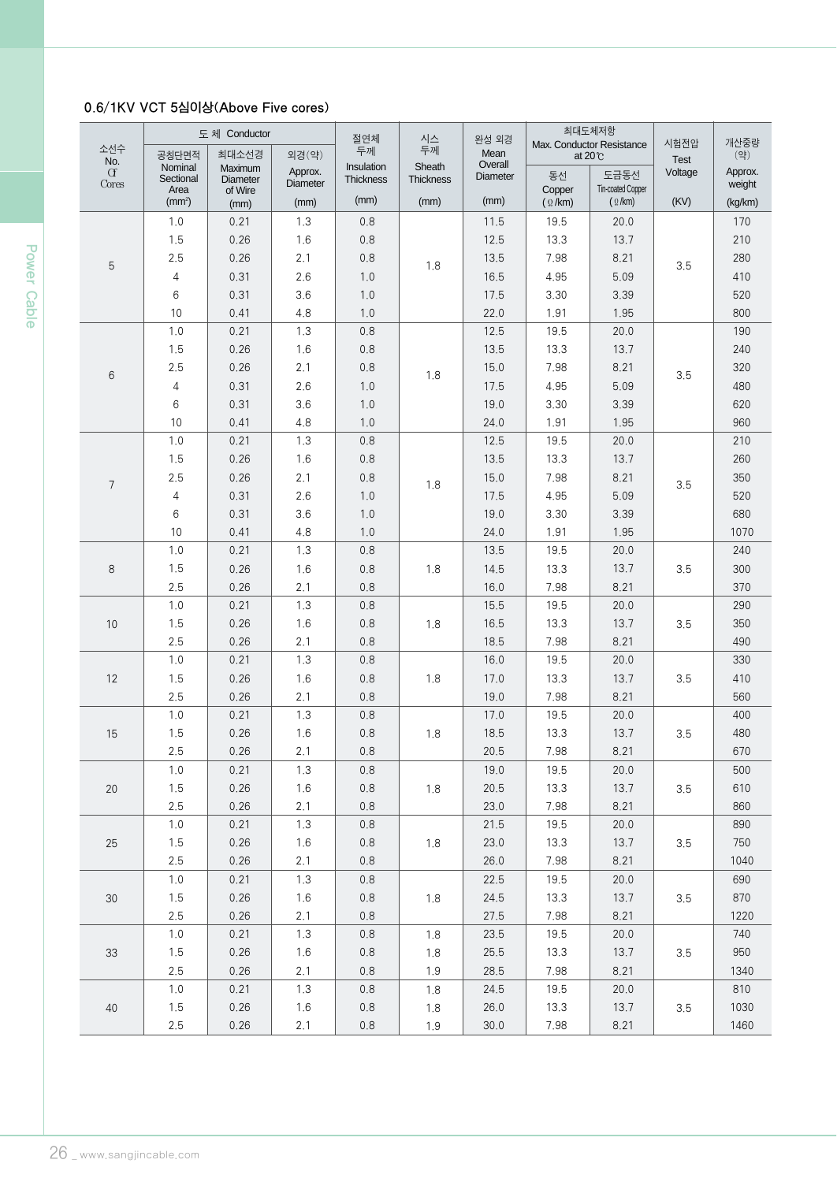### 0.6/1KV VCT 5심이상(Above Five cores)

| 소선수 No. Of Cores | 도 체 Conductor | | | 절연체 두께 Insulation Thickness (mm) | 시스 두께 Sheath Thickness (mm) | 완성 외경 Mean Overall Diameter (mm) | 최대도체저항 Max. Conductor Resistance at 20℃ | | 시험전압 Test Voltage (KV) | 개산중량 (약) Approx. weight (kg/km) |
|---|---|---|---|---|---|---|---|---|---|---|
| | 공칭단면적 Nominal Sectional Area (mm²) | 최대소선경 Maximum Diameter of Wire (mm) | 외경(약) Approx. Diameter (mm) | | | | 동선 Copper (Ω/km) | 도금동선 Tin-coated Copper (Ω/km) | | |
| 5 | 1.0 | 0.21 | 1.3 | 0.8 | 1.8 | 11.5 | 19.5 | 20.0 | 3.5 | 170 |
| | 1.5 | 0.26 | 1.6 | 0.8 | | 12.5 | 13.3 | 13.7 | | 210 |
| | 2.5 | 0.26 | 2.1 | 0.8 | | 13.5 | 7.98 | 8.21 | | 280 |
| | 4 | 0.31 | 2.6 | 1.0 | | 16.5 | 4.95 | 5.09 | | 410 |
| | 6 | 0.31 | 3.6 | 1.0 | | 17.5 | 3.30 | 3.39 | | 520 |
| | 10 | 0.41 | 4.8 | 1.0 | | 22.0 | 1.91 | 1.95 | | 800 |
| 6 | 1.0 | 0.21 | 1.3 | 0.8 | 1.8 | 12.5 | 19.5 | 20.0 | 3.5 | 190 |
| | 1.5 | 0.26 | 1.6 | 0.8 | | 13.5 | 13.3 | 13.7 | | 240 |
| | 2.5 | 0.26 | 2.1 | 0.8 | | 15.0 | 7.98 | 8.21 | | 320 |
| | 4 | 0.31 | 2.6 | 1.0 | | 17.5 | 4.95 | 5.09 | | 480 |
| | 6 | 0.31 | 3.6 | 1.0 | | 19.0 | 3.30 | 3.39 | | 620 |
| | 10 | 0.41 | 4.8 | 1.0 | | 24.0 | 1.91 | 1.95 | | 960 |
| 7 | 1.0 | 0.21 | 1.3 | 0.8 | 1.8 | 12.5 | 19.5 | 20.0 | 3.5 | 210 |
| | 1.5 | 0.26 | 1.6 | 0.8 | | 13.5 | 13.3 | 13.7 | | 260 |
| | 2.5 | 0.26 | 2.1 | 0.8 | | 15.0 | 7.98 | 8.21 | | 350 |
| | 4 | 0.31 | 2.6 | 1.0 | | 17.5 | 4.95 | 5.09 | | 520 |
| | 6 | 0.31 | 3.6 | 1.0 | | 19.0 | 3.30 | 3.39 | | 680 |
| | 10 | 0.41 | 4.8 | 1.0 | | 24.0 | 1.91 | 1.95 | | 1070 |
| 8 | 1.0 | 0.21 | 1.3 | 0.8 | 1.8 | 13.5 | 19.5 | 20.0 | 3.5 | 240 |
| | 1.5 | 0.26 | 1.6 | 0.8 | | 14.5 | 13.3 | 13.7 | | 300 |
| | 2.5 | 0.26 | 2.1 | 0.8 | | 16.0 | 7.98 | 8.21 | | 370 |
| 10 | 1.0 | 0.21 | 1.3 | 0.8 | 1.8 | 15.5 | 19.5 | 20.0 | 3.5 | 290 |
| | 1.5 | 0.26 | 1.6 | 0.8 | | 16.5 | 13.3 | 13.7 | | 350 |
| | 2.5 | 0.26 | 2.1 | 0.8 | | 18.5 | 7.98 | 8.21 | | 490 |
| 12 | 1.0 | 0.21 | 1.3 | 0.8 | 1.8 | 16.0 | 19.5 | 20.0 | 3.5 | 330 |
| | 1.5 | 0.26 | 1.6 | 0.8 | | 17.0 | 13.3 | 13.7 | | 410 |
| | 2.5 | 0.26 | 2.1 | 0.8 | | 19.0 | 7.98 | 8.21 | | 560 |
| 15 | 1.0 | 0.21 | 1.3 | 0.8 | 1.8 | 17.0 | 19.5 | 20.0 | 3.5 | 400 |
| | 1.5 | 0.26 | 1.6 | 0.8 | | 18.5 | 13.3 | 13.7 | | 480 |
| | 2.5 | 0.26 | 2.1 | 0.8 | | 20.5 | 7.98 | 8.21 | | 670 |
| 20 | 1.0 | 0.21 | 1.3 | 0.8 | 1.8 | 19.0 | 19.5 | 20.0 | 3.5 | 500 |
| | 1.5 | 0.26 | 1.6 | 0.8 | | 20.5 | 13.3 | 13.7 | | 610 |
| | 2.5 | 0.26 | 2.1 | 0.8 | | 23.0 | 7.98 | 8.21 | | 860 |
| 25 | 1.0 | 0.21 | 1.3 | 0.8 | 1.8 | 21.5 | 19.5 | 20.0 | 3.5 | 890 |
| | 1.5 | 0.26 | 1.6 | 0.8 | | 23.0 | 13.3 | 13.7 | | 750 |
| | 2.5 | 0.26 | 2.1 | 0.8 | | 26.0 | 7.98 | 8.21 | | 1040 |
| 30 | 1.0 | 0.21 | 1.3 | 0.8 | 1.8 | 22.5 | 19.5 | 20.0 | 3.5 | 690 |
| | 1.5 | 0.26 | 1.6 | 0.8 | | 24.5 | 13.3 | 13.7 | | 870 |
| | 2.5 | 0.26 | 2.1 | 0.8 | | 27.5 | 7.98 | 8.21 | | 1220 |
| 33 | 1.0 | 0.21 | 1.3 | 0.8 | 1.8 | 23.5 | 19.5 | 20.0 | 3.5 | 740 |
| | 1.5 | 0.26 | 1.6 | 0.8 | 1.8 | 25.5 | 13.3 | 13.7 | | 950 |
| | 2.5 | 0.26 | 2.1 | 0.8 | 1.9 | 28.5 | 7.98 | 8.21 | | 1340 |
| 40 | 1.0 | 0.21 | 1.3 | 0.8 | 1.8 | 24.5 | 19.5 | 20.0 | 3.5 | 810 |
| | 1.5 | 0.26 | 1.6 | 0.8 | 1.8 | 26.0 | 13.3 | 13.7 | | 1030 |
| | 2.5 | 0.26 | 2.1 | 0.8 | 1.9 | 30.0 | 7.98 | 8.21 | | 1460 |